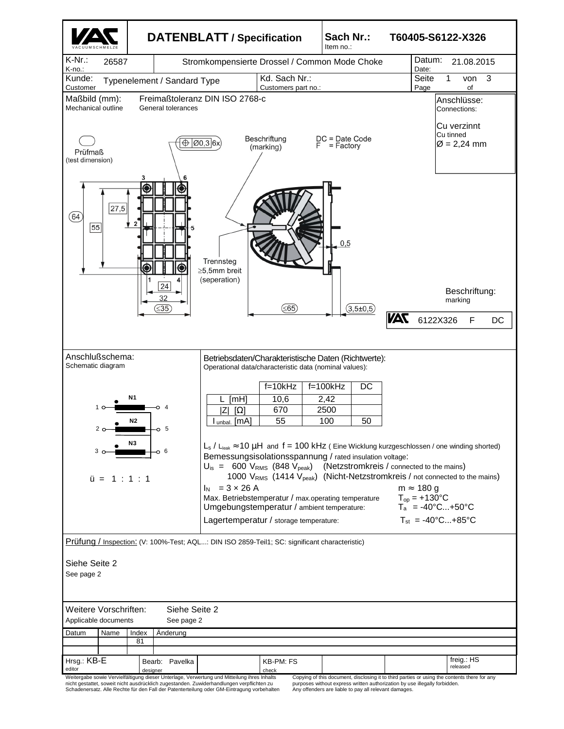# DATENBLATT / Specification

**Sach Nr.:** T60405-S6122-X326
Item no.:

| K-Nr.: K-no.: | 26587 | Stromkompensierte Drossel / Common Mode Choke | Datum: Date: | 21.08.2015 |
|---|---|---|---|---|
| Kunde: Customer | Typenelement / Sandard Type | Kd. Sach Nr.: Customers part no.: | Seite Page | 1 von 3 of |

**Maßbild (mm):** Mechanical outline — Freimaßtoleranz DIN ISO 2768-c, General tolerances

**Anschlüsse:** Connections:

Cu verzinnt
Cu tinned
Ø = 2,24 mm

Prüfmaß (test dimension)

Ø0,3 6x

Beschriftung (marking)

DC = Date Code
F = Factory

64, 55, 27,5, 24, 32, ≤35, ≤65, 0,5, 3,5±0,5

Trennsteg ≥5,5mm breit (seperation)

**Beschriftung:** marking

VAC 6122X326 F DC

**Anschlußschema:** Schematic diagram

1 — N1 — 4
2 — N2 — 5
3 — N3 — 6

ü = 1 : 1 : 1

**Betriebsdaten/Charakteristische Daten (Richtwerte):**
Operational data/characteristic data (nominal values):

| | f=10kHz | f=100kHz | DC |
|---|---|---|---|
| L [mH] | 10,6 | 2,42 | |
| \|Z\| [Ω] | 670 | 2500 | |
| $I_{unbal.}$ [mA] | 55 | 100 | 50 |

$L_s$ / $L_{leak}$ ≈10 µH and f = 100 kHz ( Eine Wicklung kurzgeschlossen / one winding shorted)

Bemessungsisolationsspannung / rated insulation voltage:

$U_{is}$ = 600 $V_{RMS}$ (848 $V_{peak}$) (Netzstromkreis / connected to the mains)

1000 $V_{RMS}$ (1414 $V_{peak}$) (Nicht-Netzstromkreis / not connected to the mains)

$I_N$ = 3 × 26 A — m ≈ 180 g

Max. Betriebstemperatur / max.operating temperature — $T_{op}$ = +130°C

Umgebungstemperatur / ambient temperature: — $T_a$ = -40°C...+50°C

Lagertemperatur / storage temperature: — $T_{st}$ = -40°C...+85°C

**Prüfung / Inspection:** (V: 100%-Test; AQL...: DIN ISO 2859-Teil1; SC: significant characteristic)

Siehe Seite 2
See page 2

**Weitere Vorschriften:** Siehe Seite 2
Applicable documents — See page 2

| Datum | Name | Index | Änderung |
|---|---|---|---|
| | | 81 | |

| Hrsg.: KB-E editor | Bearb.: Pavelka designer | KB-PM: FS check | freig.: HS released |
|---|---|---|---|

Weitergabe sowie Vervielfältigung dieser Unterlage, Verwertung und Mitteilung ihres Inhalts nicht gestattet, soweit nicht ausdrücklich zugestanden. Zuwiderhandlungen verpflichten zu Schadenersatz. Alle Rechte für den Fall der Patenterteilung oder GM-Eintragung vorbehalten

Copying of this document, disclosing it to third parties or using the contents there for any purposes without express written authorization by use illegally forbidden. Any offenders are liable to pay all relevant damages.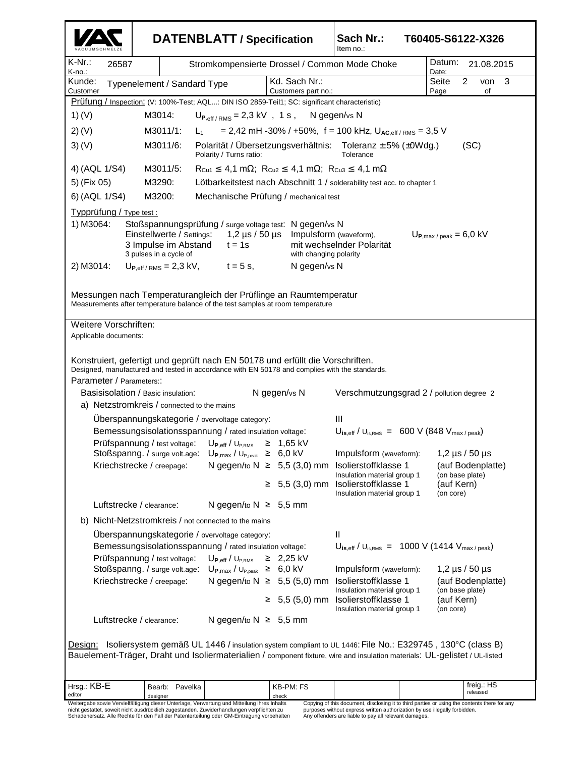| VAC VACUUMSCHMELZE | **DATENBLATT / Specification** | Sach Nr.: Item no.: | T60405-S6122-X326 |
|---|---|---|---|
| K-Nr.: K-no.: 26587 | Stromkompensierte Drossel / Common Mode Choke | Datum: Date: | 21.08.2015 |
| Kunde: Customer: Typenelement / Sandard Type | Kd. Sach Nr.: Customers part no.: | Seite Page | 2 von of 3 |

Prüfung / Inspection: (V: 100%-Test; AQL...: DIN ISO 2859-Teil1; SC: significant characteristic)

| | | |
|---|---|---|
| 1) (V) | M3014: | $U_{P,eff / RMS}$ = 2,3 kV , 1 s , N gegen/vs N |
| 2) (V) | M3011/1: | $L_1$ = 2,42 mH -30% / +50%, f = 100 kHz, $U_{AC,eff / RMS}$ = 3,5 V |
| 3) (V) | M3011/6: | Polarität / Übersetzungsverhältnis: Polarity / Turns ratio: Toleranz ± 5% (±0Wdg.) Tolerance (SC) |
| 4) (AQL 1/S4) | M3011/5: | $R_{Cu1}$ ≤ 4,1 mΩ; $R_{Cu2}$ ≤ 4,1 mΩ; $R_{Cu3}$ ≤ 4,1 mΩ |
| 5) (Fix 05) | M3290: | Lötbarkeitstest nach Abschnitt 1 / solderability test acc. to chapter 1 |
| 6) (AQL 1/S4) | M3200: | Mechanische Prüfung / mechanical test |

Typprüfung / Type test :

1) M3064: Stoßspannungsprüfung / surge voltage test: N gegen/vs N
Einstellwerte / Settings: 1,2 µs / 50 µs Impulsform (waveform), $U_{P,max / peak}$ = 6,0 kV
3 Impulse im Abstand t = 1s mit wechselnder Polarität
3 pulses in a cycle of with changing polarity

2) M3014: $U_{P,eff / RMS}$ = 2,3 kV, t = 5 s, N gegen/vs N

Messungen nach Temperaturangleich der Prüflinge an Raumtemperatur
Measurements after temperature balance of the test samples at room temperature

Weitere Vorschriften:
Applicable documents:

Konstruiert, gefertigt und geprüft nach EN 50178 und erfüllt die Vorschriften.
Designed, manufactured and tested in accordance with EN 50178 and complies with the standards.

Parameter / Parameters::

Basisisolation / Basic insulation: N gegen/vs N Verschmutzungsgrad 2 / pollution degree 2

a) Netzstromkreis / connected to the mains

| | | | |
|---|---|---|---|
| Überspannungskategorie / overvoltage category: | | III | |
| Bemessungsisolationsspannung / rated insulation voltage: | | $U_{is,eff}$ / $U_{is,RMS}$ = 600 V (848 $V_{max / peak}$) | |
| Prüfspannung / test voltage: | $U_{P,eff}$ / $U_{P,RMS}$ ≥ 1,65 kV | | |
| Stoßspanng. / surge volt.age: | $U_{P,max}$ / $U_{P,peak}$ ≥ 6,0 kV | Impulsform (waveform): | 1,2 µs / 50 µs |
| Kriechstrecke / creepage: | N gegen/to N ≥ 5,5 (3,0) mm | Isolierstoffklasse 1 Insulation material group 1 | (auf Bodenplatte) (on base plate) |
| | ≥ 5,5 (3,0) mm | Isolierstoffklasse 1 Insulation material group 1 | (auf Kern) (on core) |
| Luftstrecke / clearance: | N gegen/to N ≥ 5,5 mm | | |

b) Nicht-Netzstromkreis / not connected to the mains

| | | | |
|---|---|---|---|
| Überspannungskategorie / overvoltage category: | | II | |
| Bemessungsisolationsspannung / rated insulation voltage: | | $U_{is,eff}$ / $U_{is,RMS}$ = 1000 V (1414 $V_{max / peak}$) | |
| Prüfspannung / test voltage: | $U_{P,eff}$ / $U_{P,RMS}$ ≥ 2,25 kV | | |
| Stoßspanng. / surge volt.age: | $U_{P,max}$ / $U_{P,peak}$ ≥ 6,0 kV | Impulsform (waveform): | 1,2 µs / 50 µs |
| Kriechstrecke / creepage: | N gegen/to N ≥ 5,5 (5,0) mm | Isolierstoffklasse 1 Insulation material group 1 | (auf Bodenplatte) (on base plate) |
| | ≥ 5,5 (5,0) mm | Isolierstoffklasse 1 Insulation material group 1 | (auf Kern) (on core) |
| Luftstrecke / clearance: | N gegen/to N ≥ 5,5 mm | | |

Design: Isoliersystem gemäß UL 1446 / insulation system compliant to UL 1446: File No.: E329745 , 130°C (class B)
Bauelement-Träger, Draht und Isoliermaterialien / component fixture, wire and insulation materials: UL-gelistet / UL-listed

| Hrsg.: KB-E editor | Bearb: Pavelka designer | | KB-PM: FS check | | | freig.: HS released |
|---|---|---|---|---|---|---|

Weitergabe sowie Vervielfältigung dieser Unterlage, Verwertung und Mitteilung ihres Inhalts nicht gestattet, soweit nicht ausdrücklich zugestanden. Zuwiderhandlungen verpflichten zu Schadenersatz. Alle Rechte für den Fall der Patenterteilung oder GM-Eintragung vorbehalten

Copying of this document, disclosing it to third parties or using the contents there for any purposes without express written authorization by use illegally forbidden. Any offenders are liable to pay all relevant damages.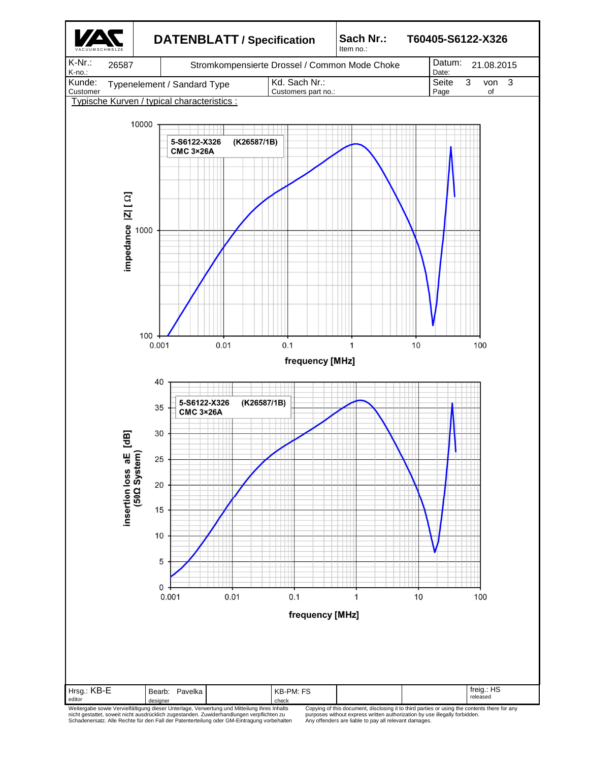| | | | |
|---|---|---|---|
| VACUUMSCHMELZE | **DATENBLATT / Specification** | Sach Nr.: Item no.: | **T60405-S6122-X326** |
| K-Nr.: K-no.: 26587 | Stromkompensierte Drossel / Common Mode Choke | Datum: Date: | 21.08.2015 |
| Kunde: Customer Typenelement / Sandard Type | Kd. Sach Nr.: Customers part no.: | Seite Page 3 | von of 3 |

Typische Kurven / typical characteristics :

**5-S6122-X326 (K26587/1B)**
**CMC 3×26A**

impedance |Z| [ Ω]

10000
1000
100

0.001
0.01
0.1
1
10
100

**frequency [MHz]**

**5-S6122-X326 (K26587/1B)**
**CMC 3×26A**

insertion loss aE [dB]
(50Ω System)

40
35
30
25
20
15
10
5
0

0.001
0.01
0.1
1
10
100

**frequency [MHz]**

| | | | | | |
|---|---|---|---|---|---|
| Hrsg.: KB-E editor | Bearb: Pavelka designer | KB-PM: FS check | | | freig.: HS released |

Weitergabe sowie Vervielfältigung dieser Unterlage, Verwertung und Mitteilung ihres Inhalts nicht gestattet, soweit nicht ausdrücklich zugestanden. Zuwiderhandlungen verpflichten zu Schadenersatz. Alle Rechte für den Fall der Patenterteilung oder GM-Eintragung vorbehalten

Copying of this document, disclosing it to third parties or using the contents there for any purposes without express written authorization by use illegally forbidden. Any offenders are liable to pay all relevant damages.